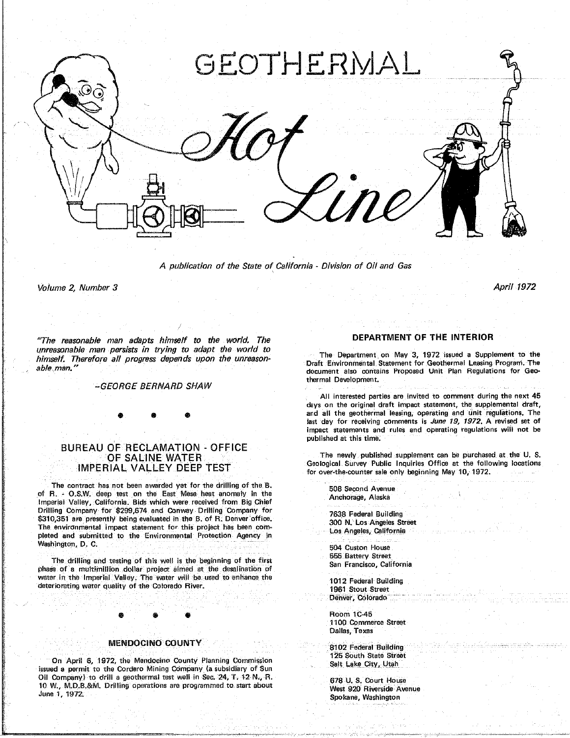# GEOTHERMAL Hot Line

*A publication of the State of California - Division of Oil and Gas*

*Volume 2, Number 3* *April 1972*

*"The reasonable man adapts himself to the world. The unreasonable man persists in trying to adapt the world to himself. Therefore all progress depends upon the unreasonable man."*

*-GEORGE BERNARD SHAW*

• • •

## BUREAU OF RECLAMATION - OFFICE OF SALINE WATER IMPERIAL VALLEY DEEP TEST

The contract has not been awarded yet for the drilling of the B. of R. - O.S.W. deep test on the East Mesa heat anomaly in the Imperial Valley, California. Bids which were received from Big Chief Drilling Company for $299,674 and Conway Drilling Company for $310,351 are presently being evaluated in the B. of R. Denver office. The environmental impact statement for this project has been completed and submitted to the Environmental Protection Agency in Washington, D. C.

The drilling and testing of this well is the beginning of the first phase of a multimillion dollar project aimed at the desalination of water in the Imperial Valley. The water will be used to enhance the deteriorating water quality of the Colorado River.

• • •

## MENDOCINO COUNTY

On April 6, 1972, the Mendocino County Planning Commission issued a permit to the Cordero Mining Company (a subsidiary of Sun Oil Company) to drill a geothermal test well in Sec. 24, T. 12 N., R. 10 W., M.D.B.&M. Drilling operations are programmed to start about June 1, 1972.

## DEPARTMENT OF THE INTERIOR

The Department on May 3, 1972 issued a Supplement to the Draft Environmental Statement for Geothermal Leasing Program. The document also contains Proposed Unit Plan Regulations for Geothermal Development.

All interested parties are invited to comment during the next 45 days on the original draft impact statement, the supplemental draft, and all the geothermal leasing, operating and unit regulations. The last day for receiving comments is *June 19, 1972*. A revised set of impact statements and rules and operating regulations will not be published at this time.

The newly published supplement can be purchased at the U. S. Geological Survey Public Inquiries Office at the following locations for over-the-counter sale only beginning May 10, 1972.

508 Second Avenue
Anchorage, Alaska

7638 Federal Building
300 N. Los Angeles Street
Los Angeles, California

504 Custon House
555 Battery Street
San Francisco, California

1012 Federal Building
1961 Stout Street
Denver, Colorado

Room 1C-45
1100 Commerce Street
Dallas, Texas

8102 Federal Building
125 South State Street
Salt Lake City, Utah

678 U. S. Court House
West 920 Riverside Avenue
Spokane, Washington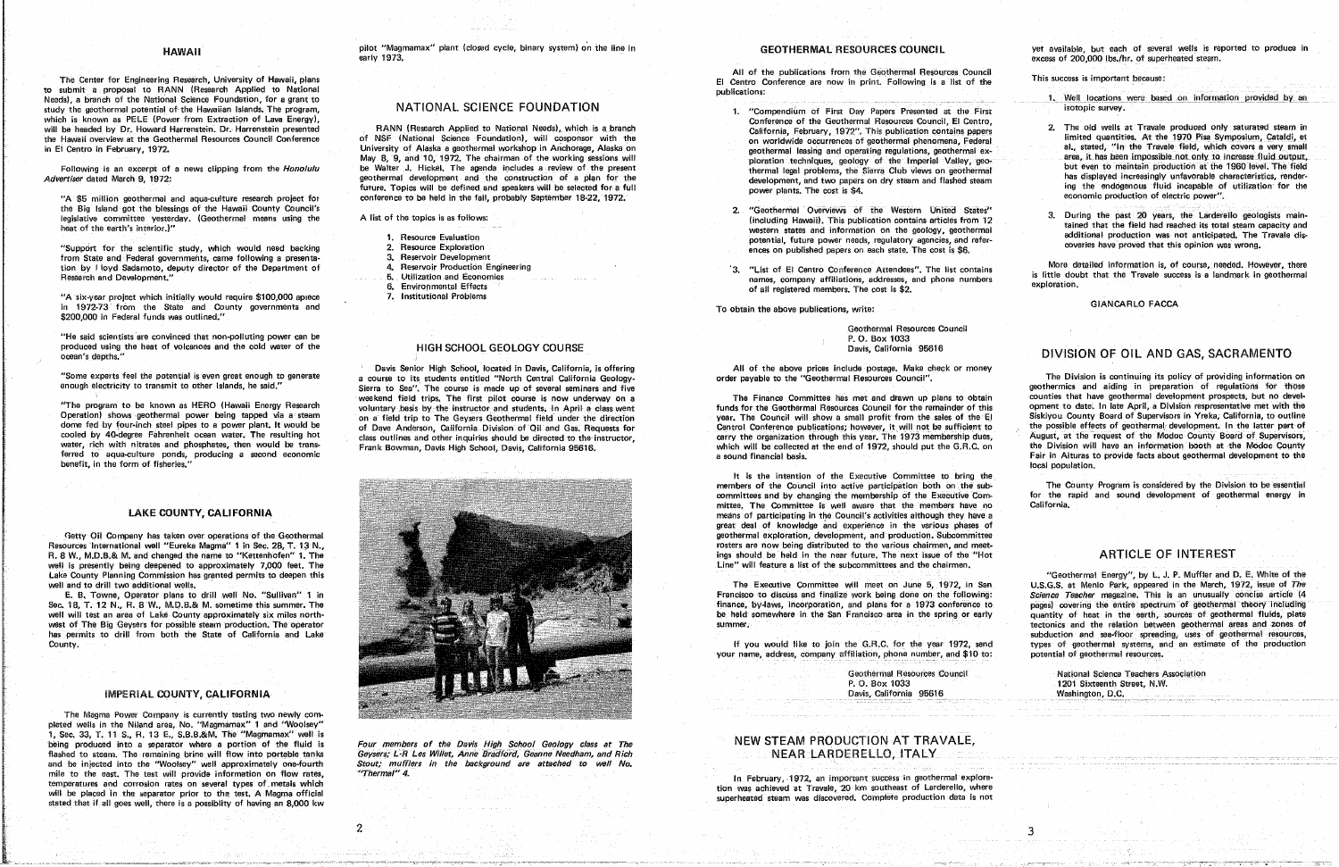## HAWAII

The Center for Engineering Research, University of Hawaii, plans to submit a proposal to RANN (Research Applied to National Needs), a branch of the National Science Foundation, for a grant to study the geothermal potential of the Hawaiian Islands. The program, which is known as PELE (Power from Extraction of Lava Energy), will be headed by Dr. Howard Harrenstein. Dr. Harrenstein presented the Hawaii overview at the Geothermal Resources Council Conference in El Centro in February, 1972.

Following is an excerpt of a news clipping from the *Honolulu Advertiser* dated March 9, 1972:

"A $5 million geothermal and aqua-culture research project for the Big Island got the blessings of the Hawaii County Council's legislative committee yesterday. (Geothermal means using the heat of the earth's interior.)"

"Support for the scientific study, which would need backing from State and Federal governments, came following a presentation by Lloyd Sadamoto, deputy director of the Department of Research and Development."

"A six-year project which initially would require $100,000 apiece in 1972-73 from the State and County governments and $200,000 in Federal funds was outlined."

"He said scientists are convinced that non-polluting power can be produced using the heat of volcanoes and the cold water of the ocean's depths."

"Some experts feel the potential is even great enough to generate enough electricity to transmit to other islands, he said."

"The program to be known as HERO (Hawaii Energy Research Operation) shows geothermal power being tapped via a steam dome fed by four-inch steel pipes to a power plant. It would be cooled by 40-degree Fahrenheit ocean water. The resulting hot water, rich with nitrates and phosphates, then would be transferred to aqua-culture ponds, producing a second economic benefit, in the form of fisheries."

## LAKE COUNTY, CALIFORNIA

Getty Oil Company has taken over operations of the Geothermal Resources International well "Eureka Magma" 1 in Sec. 28, T. 13 N., R. 8 W., M.D.B.& M. and changed the name to "Kettenhofen" 1. The well is presently being deepened to approximately 7,000 feet. The Lake County Planning Commission has granted permits to deepen this well and to drill two additional wells.

E. B. Towne, Operator plans to drill well No. "Sullivan" 1 in Sec. 18, T. 12 N., R. 8 W., M.D.B.& M. sometime this summer. The well will test an area of Lake County approximately six miles northwest of The Big Geysers for possible steam production. The operator has permits to drill from both the State of California and Lake County.

## IMPERIAL COUNTY, CALIFORNIA

The Magma Power Company is currently testing two newly completed wells in the Niland area, No. "Magmamax" 1 and "Woolsey" 1, Sec. 33, T. 11 S., R. 13 E., S.B.B.&M. The "Magmamax" well is being produced into a separator where a portion of the fluid is flashed to steam. The remaining brine will flow into portable tanks and be injected into the "Woolsey" well approximately one-fourth mile to the east. The test will provide information on flow rates, temperatures and corrosion rates on several types of metals which will be placed in the separator prior to the test. A Magma official stated that if all goes well, there is a possibility of having an 8,000 kw pilot "Magmamax" plant (closed cycle, binary system) on the line in early 1973.

## NATIONAL SCIENCE FOUNDATION

RANN (Research Applied to National Needs), which is a branch of NSF (National Science Foundation), will cosponsor with the University of Alaska a geothermal workshop in Anchorage, Alaska on May 8, 9, and 10, 1972. The chairman of the working sessions will be Walter J. Hickel. The agenda includes a review of the present geothermal development and the construction of a plan for the future. Topics will be defined and speakers will be selected for a full conference to be held in the fall, probably September 18-22, 1972.

A list of the topics is as follows:

1. Resource Evaluation
2. Resource Exploration
3. Reservoir Development
4. Reservoir Production Engineering
5. Utilization and Economics
6. Environmental Effects
7. Institutional Problems

## HIGH SCHOOL GEOLOGY COURSE

Davis Senior High School, located in Davis, California, is offering a course to its students entitled "North Central California Geology-Sierra to Sea". The course is made up of several seminars and five weekend field trips. The first pilot course is now underway on a voluntary basis by the instructor and students. In April a class went on a field trip to The Geysers Geothermal field under the direction of Dave Anderson, California Division of Oil and Gas. Requests for class outlines and other inquiries should be directed to the instructor, Frank Bowman, Davis High School, Davis, California 95616.

*Four members of the Davis High School Geology class at The Geysers; L-R Les Willet, Anne Bradford, Geanne Needham, and Rich Stout; mufflers in the background are attached to well No. "Thermal" 4.*

## GEOTHERMAL RESOURCES COUNCIL

All of the publications from the Geothermal Resources Council El Centro Conference are now in print. Following is a list of the publications:

1. "Compendium of First Day Papers Presented at the First Conference of the Geothermal Resources Council, El Centro, California, February, 1972". This publication contains papers on worldwide occurrences of geothermal phenomena, Federal geothermal leasing and operating regulations, geothermal exploration techniques, geology of the Imperial Valley, geothermal legal problems, the Sierra Club views on geothermal development, and two papers on dry steam and flashed steam power plants. The cost is $4.
2. "Geothermal Overviews of the Western United States" (including Hawaii). This publication contains articles from 12 western states and information on the geology, geothermal potential, future power needs, regulatory agencies, and references on published papers on each state. The cost is $6.
3. "List of El Centro Conference Attendees". The list contains names, company affiliations, addresses, and phone numbers of all registered members. The cost is $2.

To obtain the above publications, write:

Geothermal Resources Council
P. O. Box 1033
Davis, California 95616

All of the above prices include postage. Make check or money order payable to the "Geothermal Resources Council".

The Finance Committee has met and drawn up plans to obtain funds for the Geothermal Resources Council for the remainder of this year. The Council will show a small profit from the sales of the El Centro Conference publications; however, it will not be sufficient to carry the organization through this year. The 1973 membership dues, which will be collected at the end of 1972, should put the G.R.C. on a sound financial basis.

It is the intention of the Executive Committee to bring the members of the Council into active participation both on the subcommittees and by changing the membership of the Executive Committee. The Committee is well aware that the members have no means of participating in the Council's activities although they have a great deal of knowledge and experience in the various phases of geothermal exploration, development, and production. Subcommittee rosters are now being distributed to the various chairmen, and meetings should be held in the near future. The next issue of the "Hot Line" will feature a list of the subcommittees and the chairmen.

The Executive Committee will meet on June 5, 1972, in San Francisco to discuss and finalize work being done on the following: finance, by-laws, incorporation, and plans for a 1973 conference to be held somewhere in the San Francisco area in the spring or early summer.

If you would like to join the G.R.C. for the year 1972, send your name, address, company affiliation, phone number, and $10 to:

Geothermal Resources Council
P. O. Box 1033
Davis, California 95616

## NEW STEAM PRODUCTION AT TRAVALE, NEAR LARDERELLO, ITALY

In February, 1972, an important success in geothermal exploration was achieved at Travale, 20 km southeast of Larderello, where superheated steam was discovered. Complete production data is not yet available, but each of several wells is reported to produce in excess of 200,000 lbs./hr. of superheated steam.

This success is important because:

1. Well locations were based on information provided by an isotopic survey.
2. The old wells at Travale produced only saturated steam in limited quantities. At the 1970 Pisa Symposium, Cataldi, et al., stated, "In the Travale field, which covers a very small area, it has been impossible not only to increase fluid output, but even to maintain production at the 1960 level. The field has displayed increasingly unfavorable characteristics, rendering the endogenous fluid incapable of utilization for the economic production of electric power".
3. During the past 20 years, the Larderello geologists maintained that the field had reached its total steam capacity and additional production was not anticipated. The Travale discoveries have proved that this opinion was wrong.

More detailed information is, of course, needed. However, there is little doubt that the Travale success is a landmark in geothermal exploration.

GIANCARLO FACCA

## DIVISION OF OIL AND GAS, SACRAMENTO

The Division is continuing its policy of providing information on geothermics and aiding in preparation of regulations for those counties that have geothermal development prospects, but no development to date. In late April, a Division representative met with the Siskiyou County Board of Supervisors in Yreka, California, to outline the possible effects of geothermal development. In the latter part of August, at the request of the Modoc County Board of Supervisors, the Division will have an information booth at the Modoc County Fair in Alturas to provide facts about geothermal development to the local population.

The County Program is considered by the Division to be essential for the rapid and sound development of geothermal energy in California.

## ARTICLE OF INTEREST

"Geothermal Energy", by L. J. P. Muffler and D. E. White of the U.S.G.S. at Menlo Park, appeared in the March, 1972, issue of *The Science Teacher* magazine. This is an unusually concise article (4 pages) covering the entire spectrum of geothermal theory including quantity of heat in the earth, sources of geothermal fluids, plate tectonics and the relation between geothermal areas and zones of subduction and sea-floor spreading, uses of geothermal resources, types of geothermal systems, and an estimate of the production potential of geothermal resources.

National Science Teachers Association
1201 Sixteenth Street, N.W.
Washington, D.C.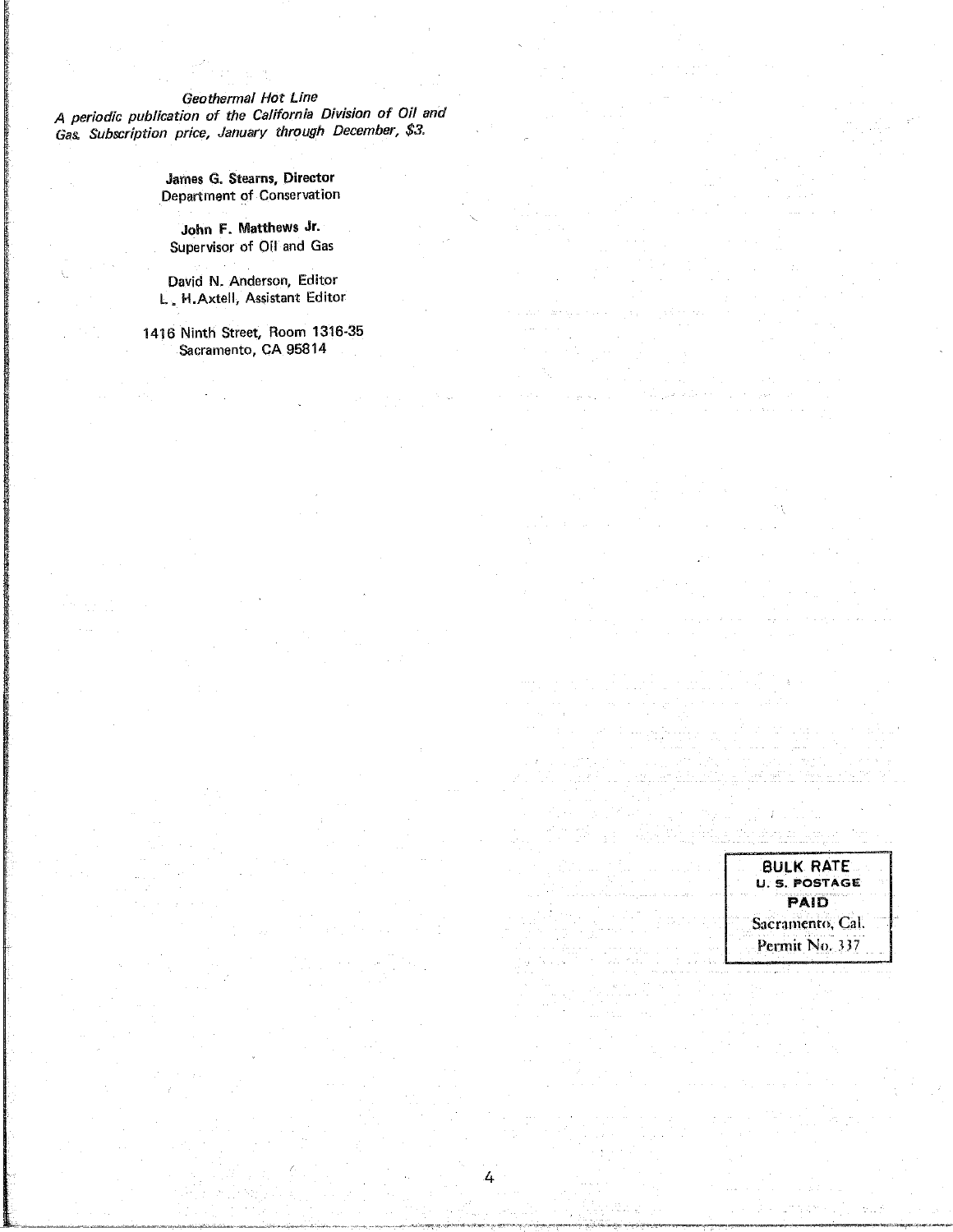*Geothermal Hot Line*
*A periodic publication of the California Division of Oil and Gas. Subscription price, January through December, $3.*

**James G. Stearns, Director**
Department of Conservation

**John F. Matthews Jr.**
Supervisor of Oil and Gas

David N. Anderson, Editor
L. H. Axtell, Assistant Editor

1416 Ninth Street, Room 1316-35
Sacramento, CA 95814

BULK RATE
U. S. POSTAGE
PAID
Sacramento, Cal.
Permit No. 337